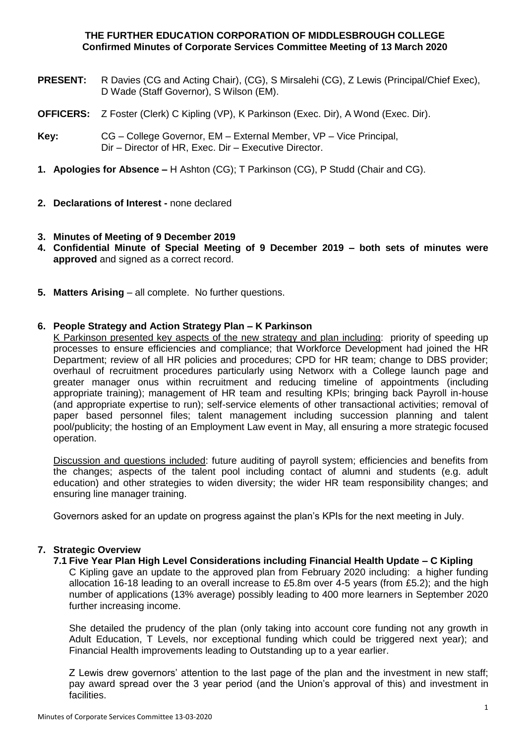**THE FURTHER EDUCATION CORPORATION OF MIDDLESBROUGH COLLEGE**
**Confirmed Minutes of Corporate Services Committee Meeting of 13 March 2020**

**PRESENT:** R Davies (CG and Acting Chair), (CG), S Mirsalehi (CG), Z Lewis (Principal/Chief Exec), D Wade (Staff Governor), S Wilson (EM).

**OFFICERS:** Z Foster (Clerk) C Kipling (VP), K Parkinson (Exec. Dir), A Wond (Exec. Dir).

**Key:** CG – College Governor, EM – External Member, VP – Vice Principal, Dir – Director of HR, Exec. Dir – Executive Director.

1. **Apologies for Absence –** H Ashton (CG); T Parkinson (CG), P Studd (Chair and CG).

2. **Declarations of Interest -** none declared

3. **Minutes of Meeting of 9 December 2019**
4. **Confidential Minute of Special Meeting of 9 December 2019 – both sets of minutes were approved** and signed as a correct record.

5. **Matters Arising** – all complete. No further questions.

6. **People Strategy and Action Strategy Plan – K Parkinson**

   K Parkinson presented key aspects of the new strategy and plan including: priority of speeding up processes to ensure efficiencies and compliance; that Workforce Development had joined the HR Department; review of all HR policies and procedures; CPD for HR team; change to DBS provider; overhaul of recruitment procedures particularly using Networx with a College launch page and greater manager onus within recruitment and reducing timeline of appointments (including appropriate training); management of HR team and resulting KPIs; bringing back Payroll in-house (and appropriate expertise to run); self-service elements of other transactional activities; removal of paper based personnel files; talent management including succession planning and talent pool/publicity; the hosting of an Employment Law event in May, all ensuring a more strategic focused operation.

   Discussion and questions included: future auditing of payroll system; efficiencies and benefits from the changes; aspects of the talent pool including contact of alumni and students (e.g. adult education) and other strategies to widen diversity; the wider HR team responsibility changes; and ensuring line manager training.

   Governors asked for an update on progress against the plan's KPIs for the next meeting in July.

7. **Strategic Overview**

   **7.1 Five Year Plan High Level Considerations including Financial Health Update – C Kipling**

   C Kipling gave an update to the approved plan from February 2020 including: a higher funding allocation 16-18 leading to an overall increase to £5.8m over 4-5 years (from £5.2); and the high number of applications (13% average) possibly leading to 400 more learners in September 2020 further increasing income.

   She detailed the prudency of the plan (only taking into account core funding not any growth in Adult Education, T Levels, nor exceptional funding which could be triggered next year); and Financial Health improvements leading to Outstanding up to a year earlier.

   Z Lewis drew governors' attention to the last page of the plan and the investment in new staff; pay award spread over the 3 year period (and the Union's approval of this) and investment in facilities.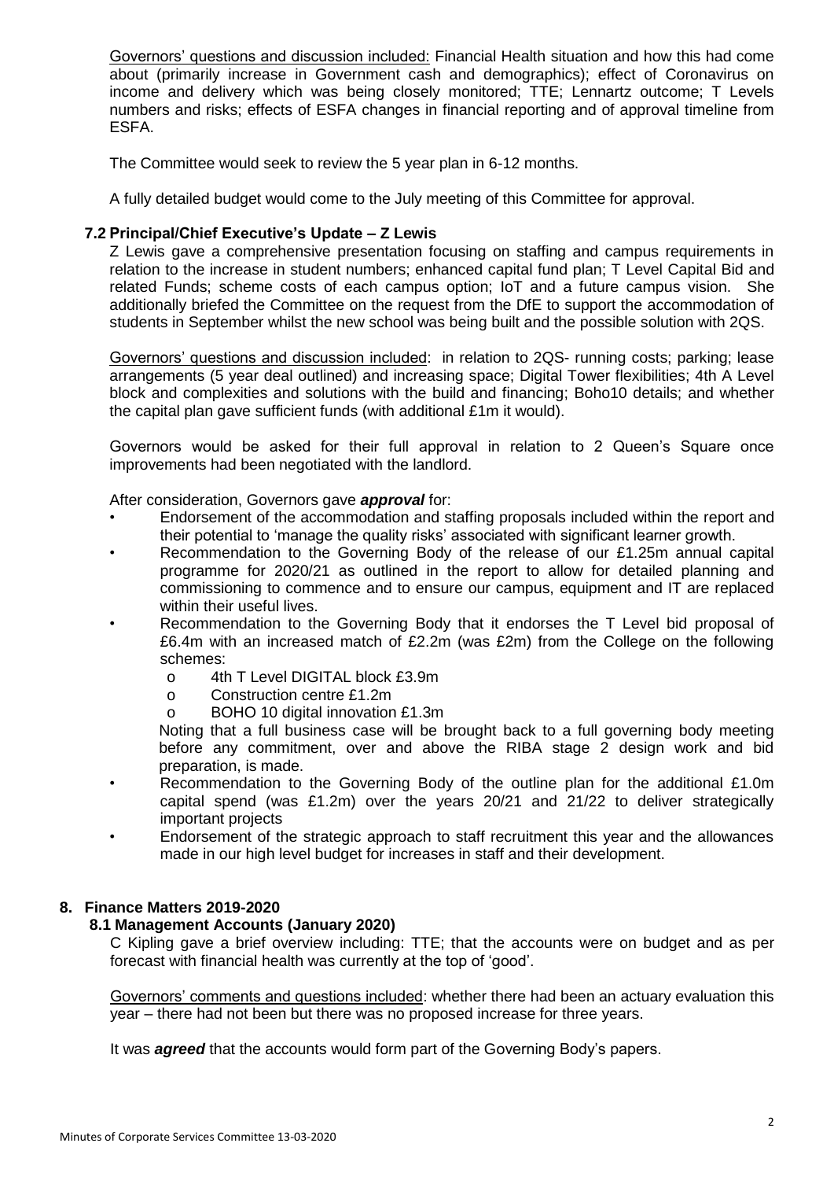Governors' questions and discussion included: Financial Health situation and how this had come about (primarily increase in Government cash and demographics); effect of Coronavirus on income and delivery which was being closely monitored; TTE; Lennartz outcome; T Levels numbers and risks; effects of ESFA changes in financial reporting and of approval timeline from ESFA.

The Committee would seek to review the 5 year plan in 6-12 months.

A fully detailed budget would come to the July meeting of this Committee for approval.

### 7.2 Principal/Chief Executive's Update – Z Lewis

Z Lewis gave a comprehensive presentation focusing on staffing and campus requirements in relation to the increase in student numbers; enhanced capital fund plan; T Level Capital Bid and related Funds; scheme costs of each campus option; IoT and a future campus vision. She additionally briefed the Committee on the request from the DfE to support the accommodation of students in September whilst the new school was being built and the possible solution with 2QS.

Governors' questions and discussion included: in relation to 2QS- running costs; parking; lease arrangements (5 year deal outlined) and increasing space; Digital Tower flexibilities; 4th A Level block and complexities and solutions with the build and financing; Boho10 details; and whether the capital plan gave sufficient funds (with additional £1m it would).

Governors would be asked for their full approval in relation to 2 Queen's Square once improvements had been negotiated with the landlord.

After consideration, Governors gave ***approval*** for:

- Endorsement of the accommodation and staffing proposals included within the report and their potential to 'manage the quality risks' associated with significant learner growth.
- Recommendation to the Governing Body of the release of our £1.25m annual capital programme for 2020/21 as outlined in the report to allow for detailed planning and commissioning to commence and to ensure our campus, equipment and IT are replaced within their useful lives.
- Recommendation to the Governing Body that it endorses the T Level bid proposal of £6.4m with an increased match of £2.2m (was £2m) from the College on the following schemes:
  - 4th T Level DIGITAL block £3.9m
  - Construction centre £1.2m
  - BOHO 10 digital innovation £1.3m

  Noting that a full business case will be brought back to a full governing body meeting before any commitment, over and above the RIBA stage 2 design work and bid preparation, is made.
- Recommendation to the Governing Body of the outline plan for the additional £1.0m capital spend (was £1.2m) over the years 20/21 and 21/22 to deliver strategically important projects
- Endorsement of the strategic approach to staff recruitment this year and the allowances made in our high level budget for increases in staff and their development.

## 8. Finance Matters 2019-2020

### 8.1 Management Accounts (January 2020)

C Kipling gave a brief overview including: TTE; that the accounts were on budget and as per forecast with financial health was currently at the top of 'good'.

Governors' comments and questions included: whether there had been an actuary evaluation this year – there had not been but there was no proposed increase for three years.

It was ***agreed*** that the accounts would form part of the Governing Body's papers.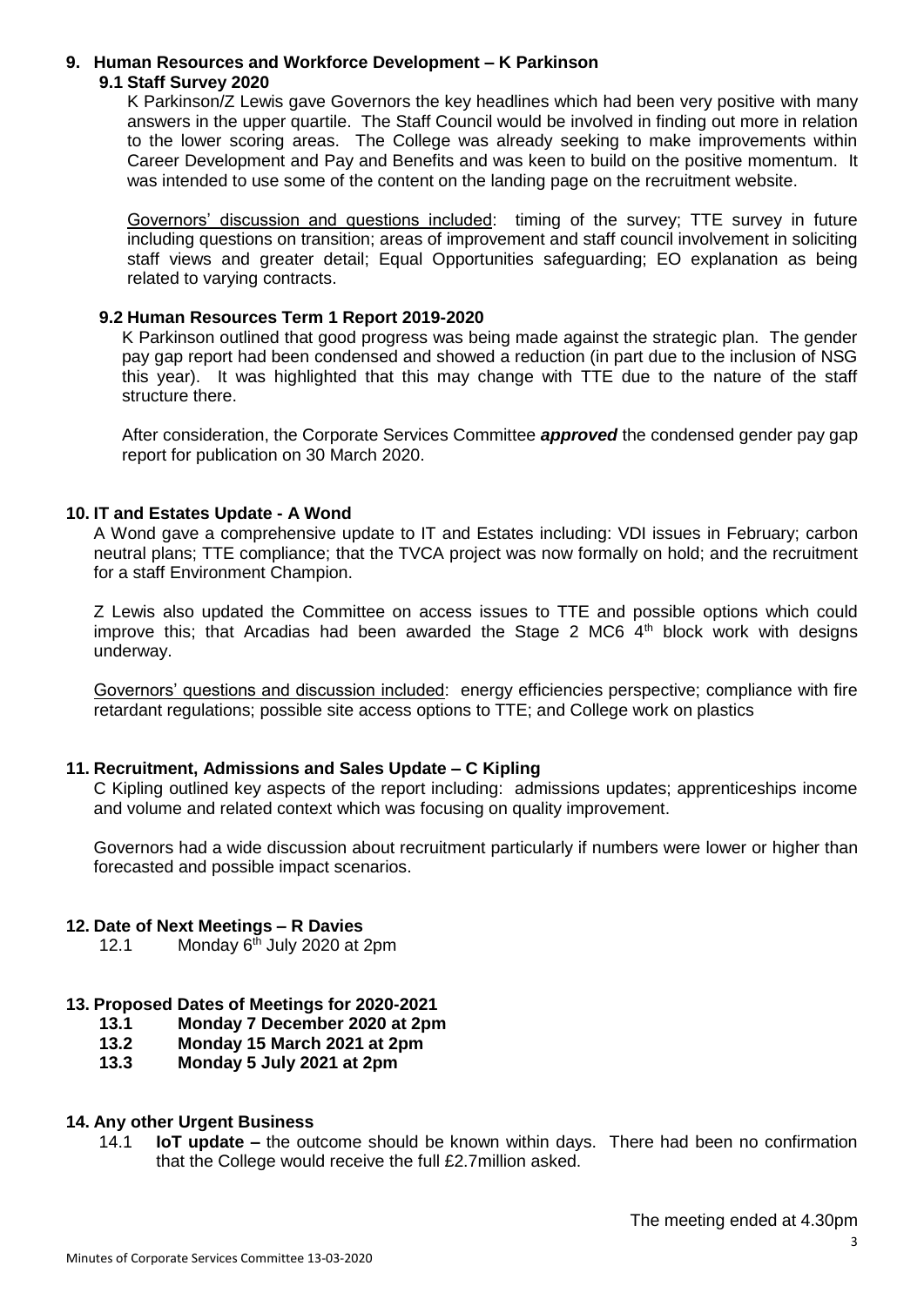## 9. Human Resources and Workforce Development – K Parkinson

### 9.1 Staff Survey 2020

K Parkinson/Z Lewis gave Governors the key headlines which had been very positive with many answers in the upper quartile. The Staff Council would be involved in finding out more in relation to the lower scoring areas. The College was already seeking to make improvements within Career Development and Pay and Benefits and was keen to build on the positive momentum. It was intended to use some of the content on the landing page on the recruitment website.

Governors' discussion and questions included: timing of the survey; TTE survey in future including questions on transition; areas of improvement and staff council involvement in soliciting staff views and greater detail; Equal Opportunities safeguarding; EO explanation as being related to varying contracts.

### 9.2 Human Resources Term 1 Report 2019-2020

K Parkinson outlined that good progress was being made against the strategic plan. The gender pay gap report had been condensed and showed a reduction (in part due to the inclusion of NSG this year). It was highlighted that this may change with TTE due to the nature of the staff structure there.

After consideration, the Corporate Services Committee ***approved*** the condensed gender pay gap report for publication on 30 March 2020.

## 10. IT and Estates Update - A Wond

A Wond gave a comprehensive update to IT and Estates including: VDI issues in February; carbon neutral plans; TTE compliance; that the TVCA project was now formally on hold; and the recruitment for a staff Environment Champion.

Z Lewis also updated the Committee on access issues to TTE and possible options which could improve this; that Arcadias had been awarded the Stage 2 MC6 4th block work with designs underway.

Governors' questions and discussion included: energy efficiencies perspective; compliance with fire retardant regulations; possible site access options to TTE; and College work on plastics

## 11. Recruitment, Admissions and Sales Update – C Kipling

C Kipling outlined key aspects of the report including: admissions updates; apprenticeships income and volume and related context which was focusing on quality improvement.

Governors had a wide discussion about recruitment particularly if numbers were lower or higher than forecasted and possible impact scenarios.

## 12. Date of Next Meetings – R Davies

12.1 Monday 6th July 2020 at 2pm

## 13. Proposed Dates of Meetings for 2020-2021

**13.1 Monday 7 December 2020 at 2pm**

**13.2 Monday 15 March 2021 at 2pm**

**13.3 Monday 5 July 2021 at 2pm**

## 14. Any other Urgent Business

14.1 **IoT update –** the outcome should be known within days. There had been no confirmation that the College would receive the full £2.7million asked.

The meeting ended at 4.30pm